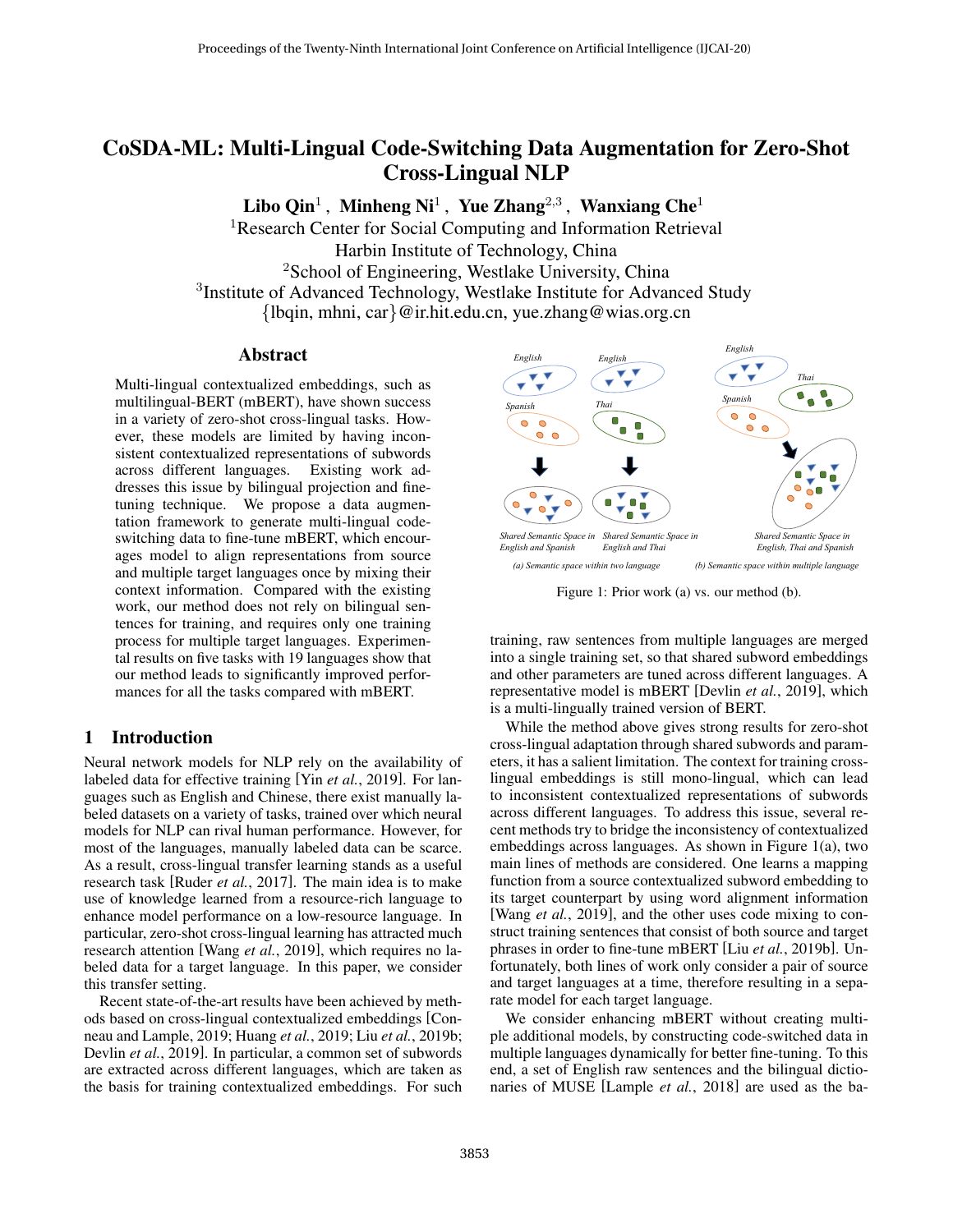# CoSDA-ML: Multi-Lingual Code-Switching Data Augmentation for Zero-Shot Cross-Lingual NLP

**Libo Qin**[1], **Minheng Ni**[1], **Yue Zhang**[2,3], **Wanxiang Che**[1]

[1]Research Center for Social Computing and Information Retrieval
Harbin Institute of Technology, China
[2]School of Engineering, Westlake University, China
[3]Institute of Advanced Technology, Westlake Institute for Advanced Study
{lbqin, mhni, car}@ir.hit.edu.cn, yue.zhang@wias.org.cn

## Abstract

Multi-lingual contextualized embeddings, such as multilingual-BERT (mBERT), have shown success in a variety of zero-shot cross-lingual tasks. However, these models are limited by having inconsistent contextualized representations of subwords across different languages. Existing work addresses this issue by bilingual projection and fine-tuning technique. We propose a data augmentation framework to generate multi-lingual code-switching data to fine-tune mBERT, which encourages model to align representations from source and multiple target languages once by mixing their context information. Compared with the existing work, our method does not rely on bilingual sentences for training, and requires only one training process for multiple target languages. Experimental results on five tasks with 19 languages show that our method leads to significantly improved performances for all the tasks compared with mBERT.

## 1 Introduction

Neural network models for NLP rely on the availability of labeled data for effective training [Yin *et al.*, 2019]. For languages such as English and Chinese, there exist manually labeled datasets on a variety of tasks, trained over which neural models for NLP can rival human performance. However, for most of the languages, manually labeled data can be scarce. As a result, cross-lingual transfer learning stands as a useful research task [Ruder *et al.*, 2017]. The main idea is to make use of knowledge learned from a resource-rich language to enhance model performance on a low-resource language. In particular, zero-shot cross-lingual learning has attracted much research attention [Wang *et al.*, 2019], which requires no labeled data for a target language. In this paper, we consider this transfer setting.

Recent state-of-the-art results have been achieved by methods based on cross-lingual contextualized embeddings [Conneau and Lample, 2019; Huang *et al.*, 2019; Liu *et al.*, 2019b; Devlin *et al.*, 2019]. In particular, a common set of subwords are extracted across different languages, which are taken as the basis for training contextualized embeddings. For such training, raw sentences from multiple languages are merged into a single training set, so that shared subword embeddings and other parameters are tuned across different languages. A representative model is mBERT [Devlin *et al.*, 2019], which is a multi-lingually trained version of BERT.

Figure 1: Prior work (a) vs. our method (b).

While the method above gives strong results for zero-shot cross-lingual adaptation through shared subwords and parameters, it has a salient limitation. The context for training cross-lingual embeddings is still mono-lingual, which can lead to inconsistent contextualized representations of subwords across different languages. To address this issue, several recent methods try to bridge the inconsistency of contextualized embeddings across languages. As shown in Figure 1(a), two main lines of methods are considered. One learns a mapping function from a source contextualized subword embedding to its target counterpart by using word alignment information [Wang *et al.*, 2019], and the other uses code mixing to construct training sentences that consist of both source and target phrases in order to fine-tune mBERT [Liu *et al.*, 2019b]. Unfortunately, both lines of work only consider a pair of source and target languages at a time, therefore resulting in a separate model for each target language.

We consider enhancing mBERT without creating multiple additional models, by constructing code-switched data in multiple languages dynamically for better fine-tuning. To this end, a set of English raw sentences and the bilingual dictionaries of MUSE [Lample *et al.*, 2018] are used as the ba-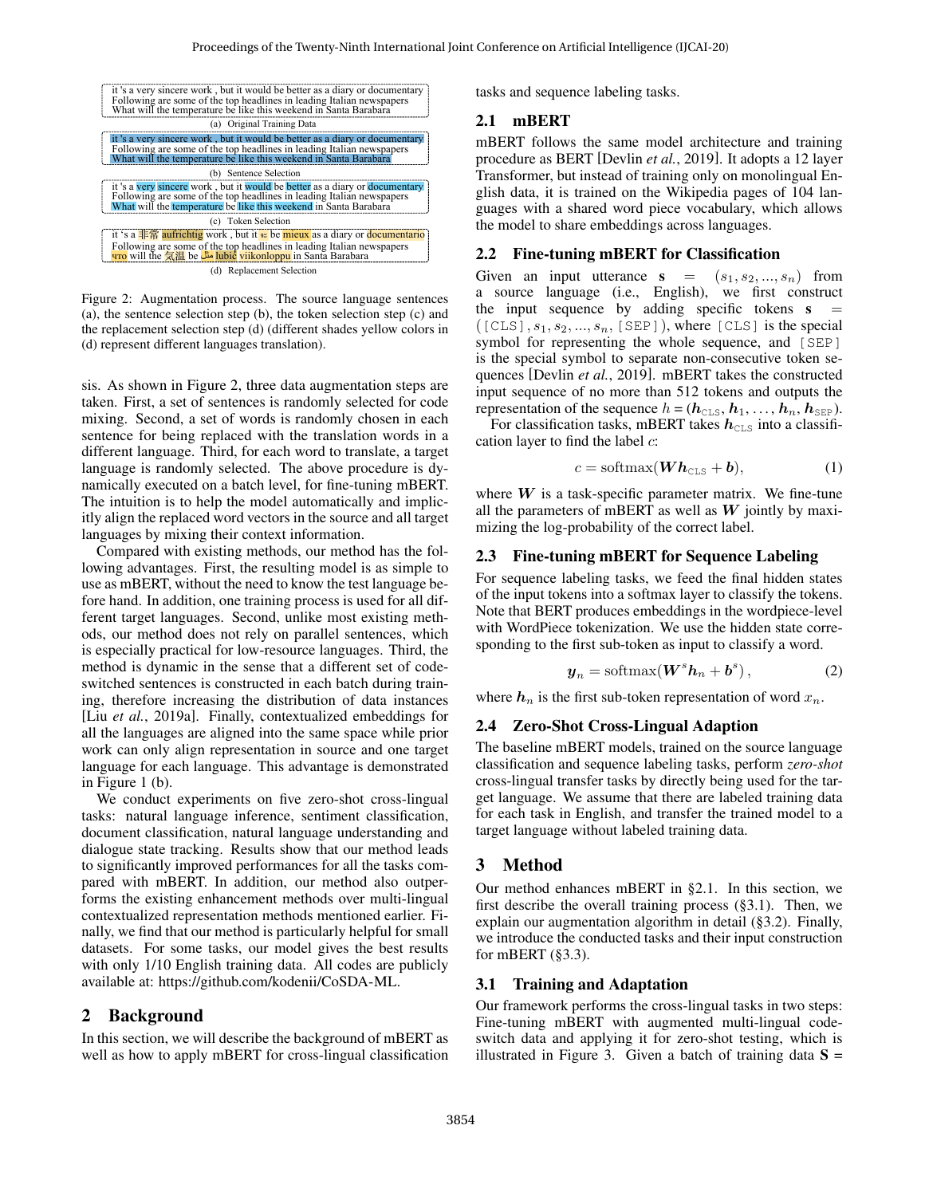it 's a very sincere work , but it would be better as a diary or documentary
Following are some of the top headlines in leading Italian newspapers
What will the temperature be like this weekend in Santa Barabara

(a) Original Training Data

it 's a very sincere work , but it would be better as a diary or documentary
Following are some of the top headlines in leading Italian newspapers
What will the temperature be like this weekend in Santa Barabara

(b) Sentence Selection

it 's a very sincere work , but it would be better as a diary or documentary
Following are some of the top headlines in leading Italian newspapers
What will the temperature be like this weekend in Santa Barabara

(c) Token Selection

it 's a 非常 aufrichtig work , but it sẽ be mieux as a diary or documentario
Following are some of the top headlines in leading Italian newspapers
что will the 気温 be مثل lubić viikonloppu in Santa Barabara

(d) Replacement Selection

Figure 2: Augmentation process. The source language sentences (a), the sentence selection step (b), the token selection step (c) and the replacement selection step (d) (different shades yellow colors in (d) represent different languages translation).

sis. As shown in Figure 2, three data augmentation steps are taken. First, a set of sentences is randomly selected for code mixing. Second, a set of words is randomly chosen in each sentence for being replaced with the translation words in a different language. Third, for each word to translate, a target language is randomly selected. The above procedure is dynamically executed on a batch level, for fine-tuning mBERT. The intuition is to help the model automatically and implicitly align the replaced word vectors in the source and all target languages by mixing their context information.

Compared with existing methods, our method has the following advantages. First, the resulting model is as simple to use as mBERT, without the need to know the test language before hand. In addition, one training process is used for all different target languages. Second, unlike most existing methods, our method does not rely on parallel sentences, which is especially practical for low-resource languages. Third, the method is dynamic in the sense that a different set of code-switched sentences is constructed in each batch during training, therefore increasing the distribution of data instances [Liu *et al.*, 2019a]. Finally, contextualized embeddings for all the languages are aligned into the same space while prior work can only align representation in source and one target language for each language. This advantage is demonstrated in Figure 1 (b).

We conduct experiments on five zero-shot cross-lingual tasks: natural language inference, sentiment classification, document classification, natural language understanding and dialogue state tracking. Results show that our method leads to significantly improved performances for all the tasks compared with mBERT. In addition, our method also outperforms the existing enhancement methods over multi-lingual contextualized representation methods mentioned earlier. Finally, we find that our method is particularly helpful for small datasets. For some tasks, our model gives the best results with only 1/10 English training data. All codes are publicly available at: https://github.com/kodenii/CoSDA-ML.

## 2 Background

In this section, we will describe the background of mBERT as well as how to apply mBERT for cross-lingual classification tasks and sequence labeling tasks.

### 2.1 mBERT

mBERT follows the same model architecture and training procedure as BERT [Devlin *et al.*, 2019]. It adopts a 12 layer Transformer, but instead of training only on monolingual English data, it is trained on the Wikipedia pages of 104 languages with a shared word piece vocabulary, which allows the model to share embeddings across languages.

### 2.2 Fine-tuning mBERT for Classification

Given an input utterance $\mathbf{s} = (s_1, s_2, ..., s_n)$ from a source language (i.e., English), we first construct the input sequence by adding specific tokens $\mathbf{s} = ([\texttt{CLS}], s_1, s_2, ..., s_n, [\texttt{SEP}])$, where [CLS] is the special symbol for representing the whole sequence, and [SEP] is the special symbol to separate non-consecutive token sequences [Devlin *et al.*, 2019]. mBERT takes the constructed input sequence of no more than 512 tokens and outputs the representation of the sequence $h = (\boldsymbol{h}_{\texttt{CLS}}, \boldsymbol{h}_1, \ldots, \boldsymbol{h}_n, \boldsymbol{h}_{\texttt{SEP}})$.

For classification tasks, mBERT takes $\boldsymbol{h}_{\texttt{CLS}}$ into a classification layer to find the label $c$:

$$c = \text{softmax}(\boldsymbol{W}\boldsymbol{h}_{\texttt{CLS}} + \boldsymbol{b}), \tag{1}$$

where $\boldsymbol{W}$ is a task-specific parameter matrix. We fine-tune all the parameters of mBERT as well as $\boldsymbol{W}$ jointly by maximizing the log-probability of the correct label.

### 2.3 Fine-tuning mBERT for Sequence Labeling

For sequence labeling tasks, we feed the final hidden states of the input tokens into a softmax layer to classify the tokens. Note that BERT produces embeddings in the wordpiece-level with WordPiece tokenization. We use the hidden state corresponding to the first sub-token as input to classify a word.

$$\boldsymbol{y}_n = \text{softmax}(\boldsymbol{W}^s\boldsymbol{h}_n + \boldsymbol{b}^s), \tag{2}$$

where $\boldsymbol{h}_n$ is the first sub-token representation of word $x_n$.

### 2.4 Zero-Shot Cross-Lingual Adaption

The baseline mBERT models, trained on the source language classification and sequence labeling tasks, perform *zero-shot* cross-lingual transfer tasks by directly being used for the target language. We assume that there are labeled training data for each task in English, and transfer the trained model to a target language without labeled training data.

## 3 Method

Our method enhances mBERT in §2.1. In this section, we first describe the overall training process (§3.1). Then, we explain our augmentation algorithm in detail (§3.2). Finally, we introduce the conducted tasks and their input construction for mBERT (§3.3).

### 3.1 Training and Adaptation

Our framework performs the cross-lingual tasks in two steps: Fine-tuning mBERT with augmented multi-lingual code-switch data and applying it for zero-shot testing, which is illustrated in Figure 3. Given a batch of training data **S** =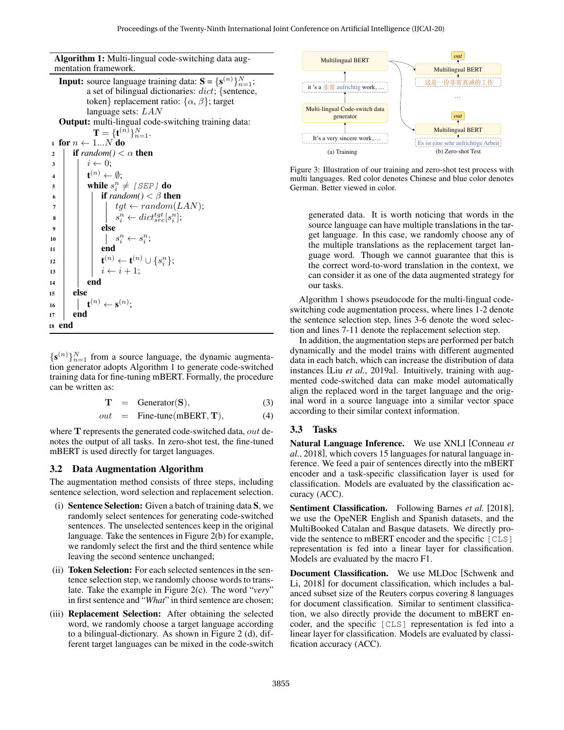**Algorithm 1:** Multi-lingual code-switching data augmentation framework.

```
Input: source language training data: S = {s^(n)}_{n=1}^N;
       a set of bilingual dictionaries: dict; {sentence,
       token} replacement ratio: {α, β}; target
       language sets: LAN
Output: multi-lingual code-switching training data:
       T = {t^(n)}_{n=1}^N.
1  for n ← 1...N do
2      if random() < α then
3          i ← 0;
4          t^(n) ← ∅;
5          while s_i^n ≠ [SEP] do
6              if random() < β then
7                  tgt ← random(LAN);
8                  s_i^n ← dict_src^tgt[s_i^n];
9              else
10                 s_i^n ← s_i^n;
11             end
12             t^(n) ← t^(n) ∪ {s_i^n};
13             i ← i + 1;
14         end
15     else
16         t^(n) ← s^(n);
17     end
18 end
```

$\{\mathbf{s}^{(n)}\}_{n=1}^{N}$ from a source language, the dynamic augmentation generator adopts Algorithm 1 to generate code-switched training data for fine-tuning mBERT. Formally, the procedure can be written as:

$$\mathbf{T} = \text{Generator}(\mathbf{S}), \tag{3}$$

$$out = \text{Fine-tune}(\text{mBERT}, \mathbf{T}), \tag{4}$$

where $\mathbf{T}$ represents the generated code-switched data, $out$ denotes the output of all tasks. In zero-shot test, the fine-tuned mBERT is used directly for target languages.

## 3.2 Data Augmentation Algorithm

The augmentation method consists of three steps, including sentence selection, word selection and replacement selection.

(i) **Sentence Selection:** Given a batch of training data $\mathbf{S}$, we randomly select sentences for generating code-switched sentences. The unselected sentences keep in the original language. Take the sentences in Figure 2(b) for example, we randomly select the first and the third sentence while leaving the second sentence unchanged;

(ii) **Token Selection:** For each selected sentences in the sentence selection step, we randomly choose words to translate. Take the example in Figure 2(c). The word "*very*" in first sentence and "*What*" in third sentence are chosen;

(iii) **Replacement Selection:** After obtaining the selected word, we randomly choose a target language according to a bilingual-dictionary. As shown in Figure 2 (d), different target languages can be mixed in the code-switch generated data. It is worth noticing that words in the source language can have multiple translations in the target language. In this case, we randomly choose any of the multiple translations as the replacement target language word. Though we cannot guarantee that this is the correct word-to-word translation in the context, we can consider it as one of the data augmented strategy for our tasks.

Figure 3: Illustration of our training and zero-shot test process with multi languages. Red color denotes Chinese and blue color denotes German. Better viewed in color.

Algorithm 1 shows pseudocode for the multi-lingual code-switching code augmentation process, where lines 1-2 denote the sentence selection step, lines 3-6 denote the word selection and lines 7-11 denote the replacement selection step.

In addition, the augmentation steps are performed per batch dynamically and the model trains with different augmented data in each batch, which can increase the distribution of data instances [Liu *et al.*, 2019a]. Intuitively, training with augmented code-switched data can make model automatically align the replaced word in the target language and the original word in a source language into a similar vector space according to their similar context information.

## 3.3 Tasks

**Natural Language Inference.** We use XNLI [Conneau *et al.*, 2018], which covers 15 languages for natural language inference. We feed a pair of sentences directly into the mBERT encoder and a task-specific classification layer is used for classification. Models are evaluated by the classification accuracy (ACC).

**Sentiment Classification.** Following Barnes *et al.* [2018], we use the OpeNER English and Spanish datasets, and the MultiBooked Catalan and Basque datasets. We directly provide the sentence to mBERT encoder and the specific [CLS] representation is fed into a linear layer for classification. Models are evaluated by the macro F1.

**Document Classification.** We use MLDoc [Schwenk and Li, 2018] for document classification, which includes a balanced subset size of the Reuters corpus covering 8 languages for document classification. Similar to sentiment classification, we also directly provide the document to mBERT encoder, and the specific [CLS] representation is fed into a linear layer for classification. Models are evaluated by classification accuracy (ACC).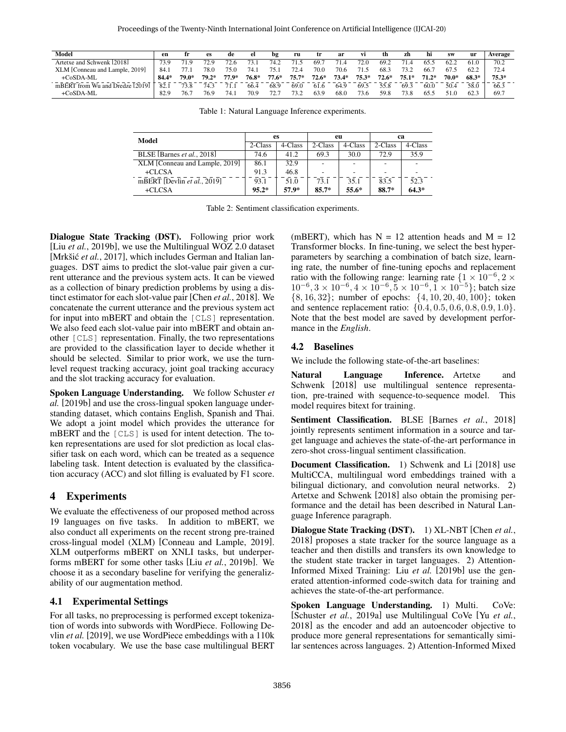| Model | en | fr | es | de | el | bg | ru | tr | ar | vi | th | zh | hi | sw | ur | Average |
|---|---|---|---|---|---|---|---|---|---|---|---|---|---|---|---|---|
| Artetxe and Schwenk [2018] | 73.9 | 71.9 | 72.9 | 72.6 | 73.1 | 74.2 | 71.5 | 69.7 | 71.4 | 72.0 | 69.2 | 71.4 | 65.5 | 62.2 | 61.0 | 70.2 |
| XLM [Conneau and Lample, 2019] | 84.1 | 77.1 | 78.0 | 75.0 | 74.1 | 75.1 | 72.4 | 70.0 | 70.6 | 71.5 | 68.3 | 73.2 | 66.7 | 67.5 | 62.2 | 72.4 |
| +CoSDA-ML | **84.4*** | **79.0*** | **79.2*** | **77.9*** | **76.8*** | **77.6*** | **75.7*** | **72.6*** | **73.4*** | **75.3*** | **72.6*** | **75.1*** | **71.2*** | **70.0*** | **68.3*** | **75.3*** |
| mBERT from Wu and Dredze [2019] | 82.1 | 73.8 | 74.3 | 71.1 | 66.4 | 68.9 | 69.0 | 61.6 | 64.9 | 69.5 | 55.8 | 69.3 | 60.0 | 50.4 | 58.0 | 66.3 |
| +CoSDA-ML | 82.9 | 76.7 | 76.9 | 74.1 | 70.9 | 72.7 | 73.2 | 63.9 | 68.0 | 73.6 | 59.8 | 73.8 | 65.5 | 51.0 | 62.3 | 69.7 |

Table 1: Natural Language Inference experiments.

| Model | es | | eu | | ca | |
|---|---|---|---|---|---|---|
| | 2-Class | 4-Class | 2-Class | 4-Class | 2-Class | 4-Class |
| BLSE [Barnes *et al.*, 2018] | 74.6 | 41.2 | 69.3 | 30.0 | 72.9 | 35.9 |
| XLM [Conneau and Lample, 2019] | 86.1 | 32.9 | - | - | - | - |
| +CLCSA | 91.3 | 46.8 | - | - | - | - |
| mBERT [Devlin *et al.*, 2019] | 93.1 | 51.0 | 73.1 | 35.1 | 83.5 | 52.3 |
| +CLCSA | **95.2*** | **57.9*** | **85.7*** | **55.6*** | **88.7*** | **64.3*** |

Table 2: Sentiment classification experiments.

**Dialogue State Tracking (DST).** Following prior work [Liu *et al.*, 2019b], we use the Multilingual WOZ 2.0 dataset [Mrkšić *et al.*, 2017], which includes German and Italian languages. DST aims to predict the slot-value pair given a current utterance and the previous system acts. It can be viewed as a collection of binary prediction problems by using a distinct estimator for each slot-value pair [Chen *et al.*, 2018]. We concatenate the current utterance and the previous system act for input into mBERT and obtain the [CLS] representation. We also feed each slot-value pair into mBERT and obtain another [CLS] representation. Finally, the two representations are provided to the classification layer to decide whether it should be selected. Similar to prior work, we use the turn-level request tracking accuracy, joint goal tracking accuracy and the slot tracking accuracy for evaluation.

**Spoken Language Understanding.** We follow Schuster *et al.* [2019b] and use the cross-lingual spoken language understanding dataset, which contains English, Spanish and Thai. We adopt a joint model which provides the utterance for mBERT and the [CLS] is used for intent detection. The token representations are used for slot prediction as local classifier task on each word, which can be treated as a sequence labeling task. Intent detection is evaluated by the classification accuracy (ACC) and slot filling is evaluated by F1 score.

## 4 Experiments

We evaluate the effectiveness of our proposed method across 19 languages on five tasks. In addition to mBERT, we also conduct all experiments on the recent strong pre-trained cross-lingual model (XLM) [Conneau and Lample, 2019]. XLM outperforms mBERT on XNLI tasks, but underperforms mBERT for some other tasks [Liu *et al.*, 2019b]. We choose it as a secondary baseline for verifying the generalizability of our augmentation method.

### 4.1 Experimental Settings

For all tasks, no preprocessing is performed except tokenization of words into subwords with WordPiece. Following Devlin *et al.* [2019], we use WordPiece embeddings with a 110k token vocabulary. We use the base case multilingual BERT (mBERT), which has N = 12 attention heads and M = 12 Transformer blocks. In fine-tuning, we select the best hyperparameters by searching a combination of batch size, learning rate, the number of fine-tuning epochs and replacement ratio with the following range: learning rate $\{1 \times 10^{-6}, 2 \times 10^{-6}, 3 \times 10^{-6}, 4 \times 10^{-6}, 5 \times 10^{-6}, 1 \times 10^{-5}\}$; batch size $\{8, 16, 32\}$; number of epochs: $\{4, 10, 20, 40, 100\}$; token and sentence replacement ratio: $\{0.4, 0.5, 0.6, 0.8, 0.9, 1.0\}$. Note that the best model are saved by development performance in the *English*.

### 4.2 Baselines

We include the following state-of-the-art baselines:

**Natural Language Inference.** Artetxe and Schwenk [2018] use multilingual sentence representation, pre-trained with sequence-to-sequence model. This model requires bitext for training.

**Sentiment Classification.** BLSE [Barnes *et al.*, 2018] jointly represents sentiment information in a source and target language and achieves the state-of-the-art performance in zero-shot cross-lingual sentiment classification.

**Document Classification.** 1) Schwenk and Li [2018] use MultiCCA, multilingual word embeddings trained with a bilingual dictionary, and convolution neural networks. 2) Artetxe and Schwenk [2018] also obtain the promising performance and the detail has been described in Natural Language Inference paragraph.

**Dialogue State Tracking (DST).** 1) XL-NBT [Chen *et al.*, 2018] proposes a state tracker for the source language as a teacher and then distills and transfers its own knowledge to the student state tracker in target languages. 2) Attention-Informed Mixed Training: Liu *et al.* [2019b] use the generated attention-informed code-switch data for training and achieves the state-of-the-art performance.

**Spoken Language Understanding.** 1) Multi. CoVe: [Schuster *et al.*, 2019a] use Multilingual CoVe [Yu *et al.*, 2018] as the encoder and add an autoencoder objective to produce more general representations for semantically similar sentences across languages. 2) Attention-Informed Mixed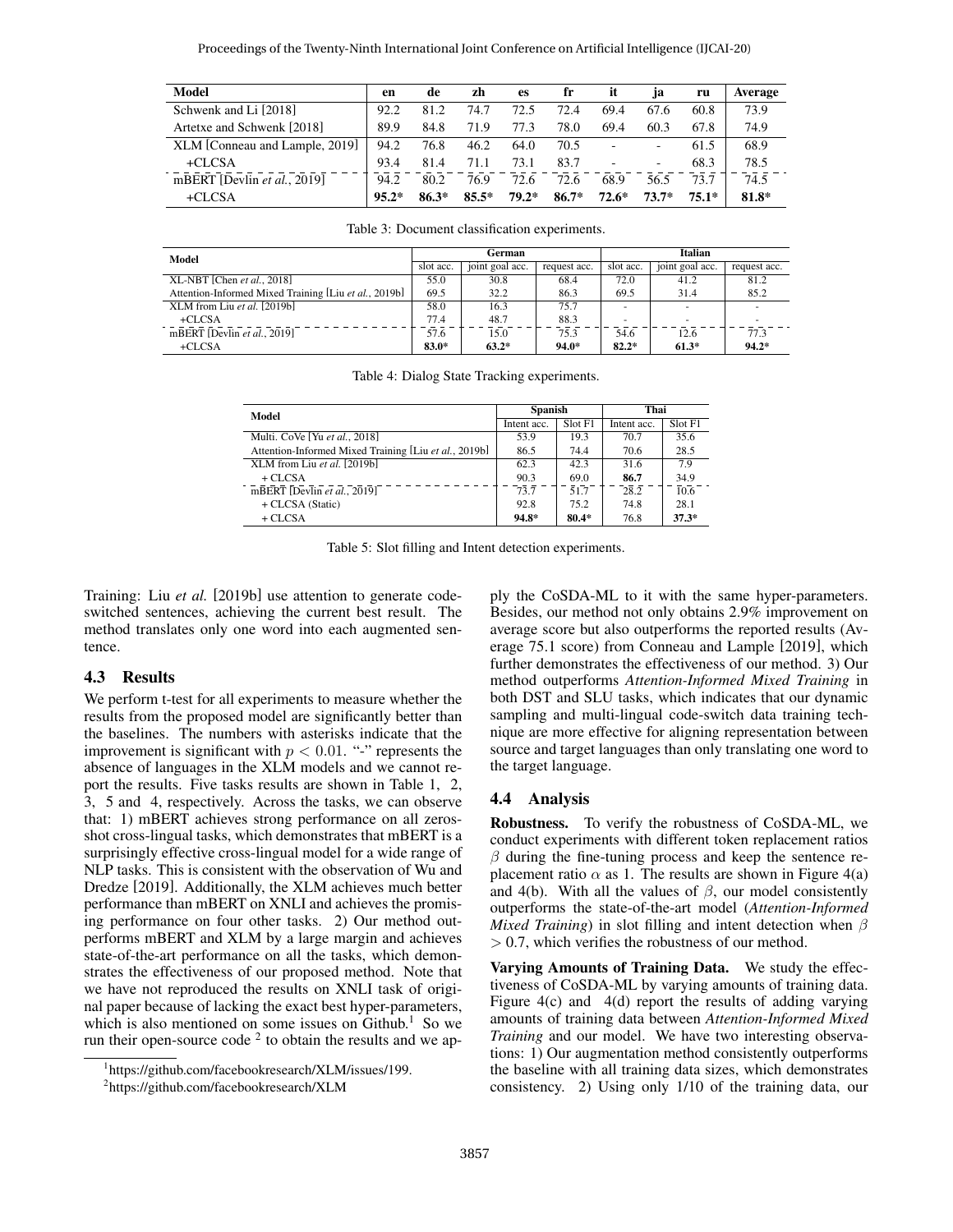| Model | en | de | zh | es | fr | it | ja | ru | Average |
|---|---|---|---|---|---|---|---|---|---|
| Schwenk and Li [2018] | 92.2 | 81.2 | 74.7 | 72.5 | 72.4 | 69.4 | 67.6 | 60.8 | 73.9 |
| Artetxe and Schwenk [2018] | 89.9 | 84.8 | 71.9 | 77.3 | 78.0 | 69.4 | 60.3 | 67.8 | 74.9 |
| XLM [Conneau and Lample, 2019] | 94.2 | 76.8 | 46.2 | 64.0 | 70.5 | - | - | 61.5 | 68.9 |
| +CLCSA | 93.4 | 81.4 | 71.1 | 73.1 | 83.7 | - | - | 68.3 | 78.5 |
| mBERT [Devlin *et al.*, 2019] | 94.2 | 80.2 | 76.9 | 72.6 | 72.6 | 68.9 | 56.5 | 73.7 | 74.5 |
| +CLCSA | **95.2*** | **86.3*** | **85.5*** | **79.2*** | **86.7*** | **72.6*** | **73.7*** | **75.1*** | **81.8*** |

Table 3: Document classification experiments.

| Model | German | | | Italian | | |
|---|---|---|---|---|---|---|
| | slot acc. | joint goal acc. | request acc. | slot acc. | joint goal acc. | request acc. |
| XL-NBT [Chen *et al.*, 2018] | 55.0 | 30.8 | 68.4 | 72.0 | 41.2 | 81.2 |
| Attention-Informed Mixed Training [Liu *et al.*, 2019b] | 69.5 | 32.2 | 86.3 | 69.5 | 31.4 | 85.2 |
| XLM from Liu *et al.* [2019b] | 58.0 | 16.3 | 75.7 | - | - | - |
| +CLCSA | 77.4 | 48.7 | 88.3 | - | - | - |
| mBERT [Devlin *et al.*, 2019] | 57.6 | 15.0 | 75.3 | 54.6 | 12.6 | 77.3 |
| +CLCSA | **83.0*** | **63.2*** | **94.0*** | **82.2*** | **61.3*** | **94.2*** |

Table 4: Dialog State Tracking experiments.

| Model | Spanish | | Thai | |
|---|---|---|---|---|
| | Intent acc. | Slot F1 | Intent acc. | Slot F1 |
| Multi. CoVe [Yu *et al.*, 2018] | 53.9 | 19.3 | 70.7 | 35.6 |
| Attention-Informed Mixed Training [Liu *et al.*, 2019b] | 86.5 | 74.4 | 70.6 | 28.5 |
| XLM from Liu *et al.* [2019b] | 62.3 | 42.3 | 31.6 | 7.9 |
| + CLCSA | 90.3 | 69.0 | **86.7** | 34.9 |
| mBERT [Devlin *et al.*, 2019] | 73.7 | 51.7 | 28.2 | 10.6 |
| + CLCSA (Static) | 92.8 | 75.2 | 74.8 | 28.1 |
| + CLCSA | **94.8*** | **80.4*** | 76.8 | **37.3*** |

Table 5: Slot filling and Intent detection experiments.

Training: Liu *et al.* [2019b] use attention to generate code-switched sentences, achieving the current best result. The method translates only one word into each augmented sentence.

### 4.3 Results

We perform t-test for all experiments to measure whether the results from the proposed model are significantly better than the baselines. The numbers with asterisks indicate that the improvement is significant with $p < 0.01$. "-" represents the absence of languages in the XLM models and we cannot report the results. Five tasks results are shown in Table 1, 2, 3, 5 and 4, respectively. Across the tasks, we can observe that: 1) mBERT achieves strong performance on all zero-shot cross-lingual tasks, which demonstrates that mBERT is a surprisingly effective cross-lingual model for a wide range of NLP tasks. This is consistent with the observation of Wu and Dredze [2019]. Additionally, the XLM achieves much better performance than mBERT on XNLI and achieves the promising performance on four other tasks. 2) Our method outperforms mBERT and XLM by a large margin and achieves state-of-the-art performance on all the tasks, which demonstrates the effectiveness of our proposed method. Note that we have not reproduced the results on XNLI task of original paper because of lacking the exact best hyper-parameters, which is also mentioned on some issues on Github.[1] So we run their open-source code [2] to obtain the results and we apply the CoSDA-ML to it with the same hyper-parameters. Besides, our method not only obtains 2.9% improvement on average score but also outperforms the reported results (Average 75.1 score) from Conneau and Lample [2019], which further demonstrates the effectiveness of our method. 3) Our method outperforms *Attention-Informed Mixed Training* in both DST and SLU tasks, which indicates that our dynamic sampling and multi-lingual code-switch data training technique are more effective for aligning representation between source and target languages than only translating one word to the target language.

### 4.4 Analysis

**Robustness.** To verify the robustness of CoSDA-ML, we conduct experiments with different token replacement ratios $\beta$ during the fine-tuning process and keep the sentence replacement ratio $\alpha$ as 1. The results are shown in Figure 4(a) and 4(b). With all the values of $\beta$, our model consistently outperforms the state-of-the-art model (*Attention-Informed Mixed Training*) in slot filling and intent detection when $\beta$ $> 0.7$, which verifies the robustness of our method.

**Varying Amounts of Training Data.** We study the effectiveness of CoSDA-ML by varying amounts of training data. Figure 4(c) and 4(d) report the results of adding varying amounts of training data between *Attention-Informed Mixed Training* and our model. We have two interesting observations: 1) Our augmentation method consistently outperforms the baseline with all training data sizes, which demonstrates consistency. 2) Using only 1/10 of the training data, our

[1] https://github.com/facebookresearch/XLM/issues/199.

[2] https://github.com/facebookresearch/XLM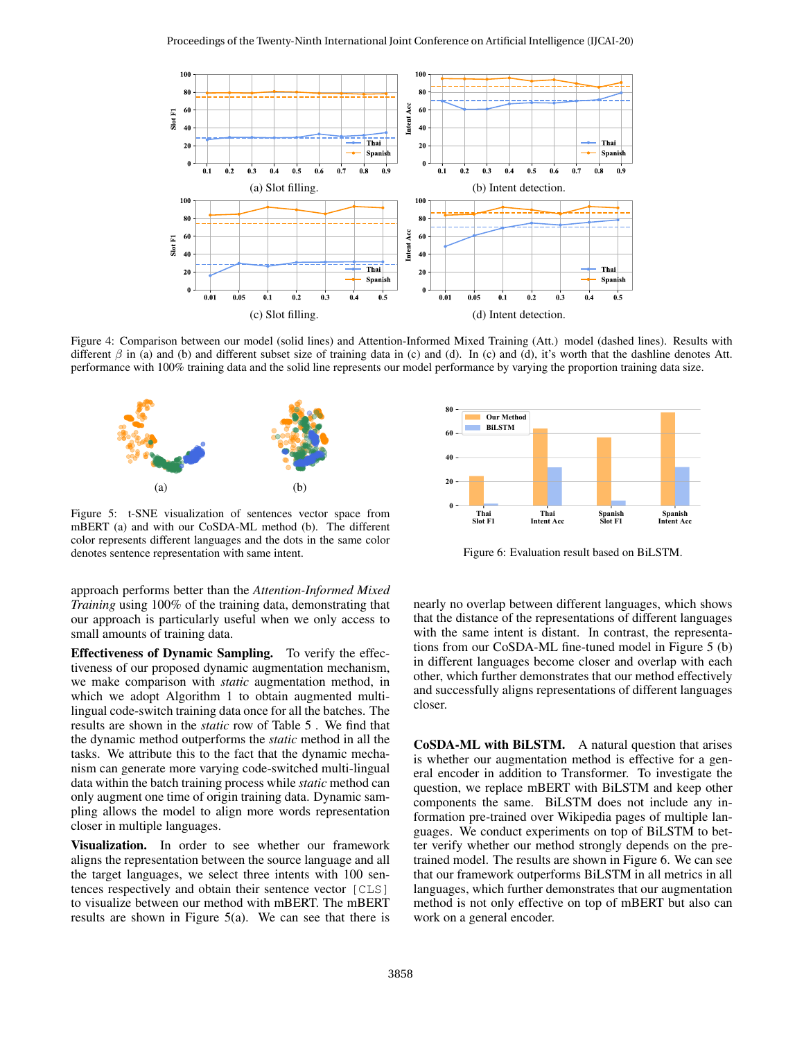Figure 4: Comparison between our model (solid lines) and Attention-Informed Mixed Training (Att.) model (dashed lines). Results with different $\beta$ in (a) and (b) and different subset size of training data in (c) and (d). In (c) and (d), it's worth that the dashline denotes Att. performance with 100% training data and the solid line represents our model performance by varying the proportion training data size.

Figure 5: t-SNE visualization of sentences vector space from mBERT (a) and with our CoSDA-ML method (b). The different color represents different languages and the dots in the same color denotes sentence representation with same intent.

Figure 6: Evaluation result based on BiLSTM.

approach performs better than the *Attention-Informed Mixed Training* using 100% of the training data, demonstrating that our approach is particularly useful when we only access to small amounts of training data.

**Effectiveness of Dynamic Sampling.** To verify the effectiveness of our proposed dynamic augmentation mechanism, we make comparison with *static* augmentation method, in which we adopt Algorithm 1 to obtain augmented multi-lingual code-switch training data once for all the batches. The results are shown in the *static* row of Table 5 . We find that the dynamic method outperforms the *static* method in all the tasks. We attribute this to the fact that the dynamic mechanism can generate more varying code-switched multi-lingual data within the batch training process while *static* method can only augment one time of origin training data. Dynamic sampling allows the model to align more words representation closer in multiple languages.

**Visualization.** In order to see whether our framework aligns the representation between the source language and all the target languages, we select three intents with 100 sentences respectively and obtain their sentence vector [CLS] to visualize between our method with mBERT. The mBERT results are shown in Figure 5(a). We can see that there is nearly no overlap between different languages, which shows that the distance of the representations of different languages with the same intent is distant. In contrast, the representations from our CoSDA-ML fine-tuned model in Figure 5 (b) in different languages become closer and overlap with each other, which further demonstrates that our method effectively and successfully aligns representations of different languages closer.

**CoSDA-ML with BiLSTM.** A natural question that arises is whether our augmentation method is effective for a general encoder in addition to Transformer. To investigate the question, we replace mBERT with BiLSTM and keep other components the same. BiLSTM does not include any information pre-trained over Wikipedia pages of multiple languages. We conduct experiments on top of BiLSTM to better verify whether our method strongly depends on the pre-trained model. The results are shown in Figure 6. We can see that our framework outperforms BiLSTM in all metrics in all languages, which further demonstrates that our augmentation method is not only effective on top of mBERT but also can work on a general encoder.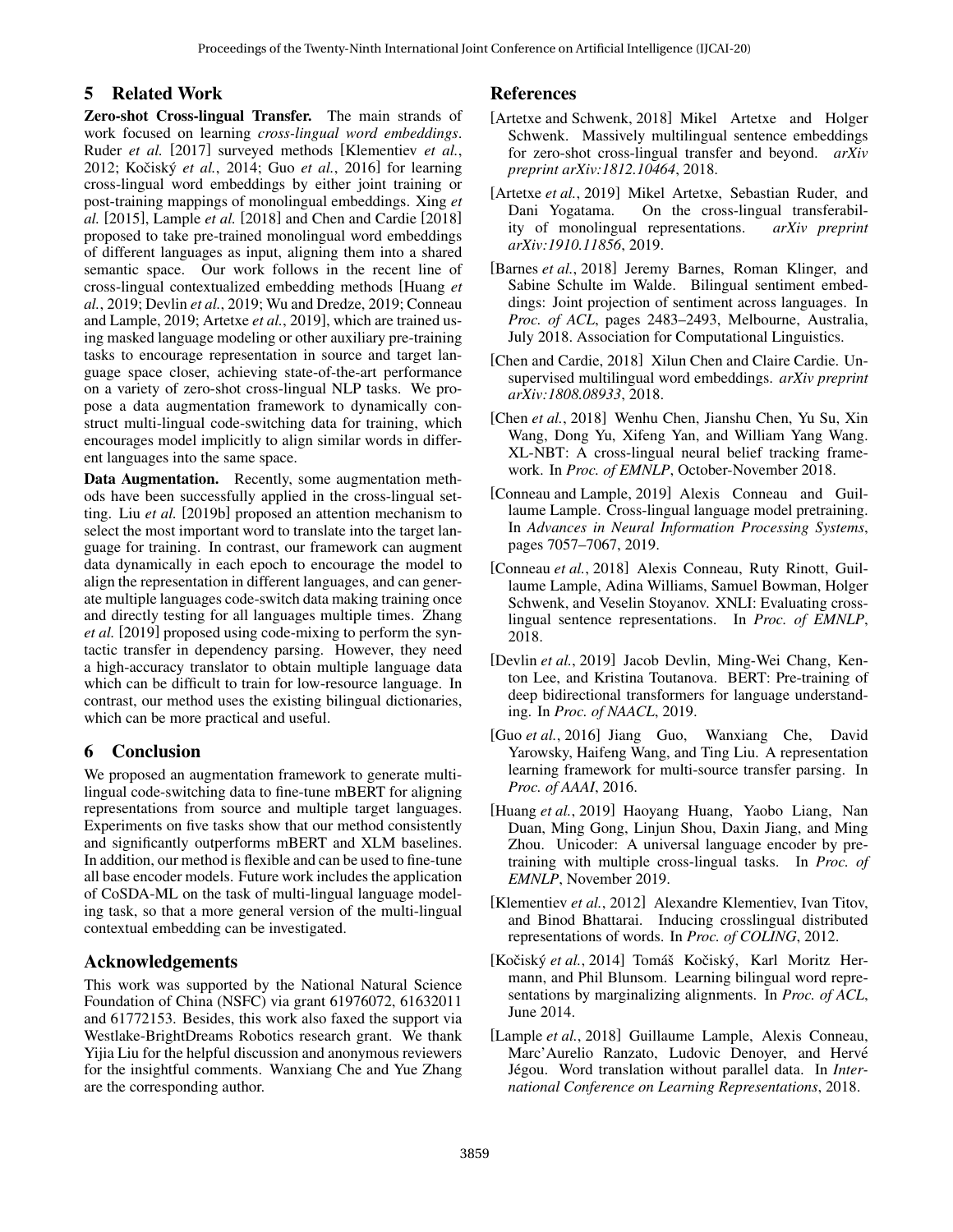## 5 Related Work

**Zero-shot Cross-lingual Transfer.** The main strands of work focused on learning *cross-lingual word embeddings*. Ruder *et al.* [2017] surveyed methods [Klementiev *et al.*, 2012; Kočiský *et al.*, 2014; Guo *et al.*, 2016] for learning cross-lingual word embeddings by either joint training or post-training mappings of monolingual embeddings. Xing *et al.* [2015], Lample *et al.* [2018] and Chen and Cardie [2018] proposed to take pre-trained monolingual word embeddings of different languages as input, aligning them into a shared semantic space. Our work follows in the recent line of cross-lingual contextualized embedding methods [Huang *et al.*, 2019; Devlin *et al.*, 2019; Wu and Dredze, 2019; Conneau and Lample, 2019; Artetxe *et al.*, 2019], which are trained using masked language modeling or other auxiliary pre-training tasks to encourage representation in source and target language space closer, achieving state-of-the-art performance on a variety of zero-shot cross-lingual NLP tasks. We propose a data augmentation framework to dynamically construct multi-lingual code-switching data for training, which encourages model implicitly to align similar words in different languages into the same space.

**Data Augmentation.** Recently, some augmentation methods have been successfully applied in the cross-lingual setting. Liu *et al.* [2019b] proposed an attention mechanism to select the most important word to translate into the target language for training. In contrast, our framework can augment data dynamically in each epoch to encourage the model to align the representation in different languages, and can generate multiple languages code-switch data making training once and directly testing for all languages multiple times. Zhang *et al.* [2019] proposed using code-mixing to perform the syntactic transfer in dependency parsing. However, they need a high-accuracy translator to obtain multiple language data which can be difficult to train for low-resource language. In contrast, our method uses the existing bilingual dictionaries, which can be more practical and useful.

## 6 Conclusion

We proposed an augmentation framework to generate multi-lingual code-switching data to fine-tune mBERT for aligning representations from source and multiple target languages. Experiments on five tasks show that our method consistently and significantly outperforms mBERT and XLM baselines. In addition, our method is flexible and can be used to fine-tune all base encoder models. Future work includes the application of CoSDA-ML on the task of multi-lingual language modeling task, so that a more general version of the multi-lingual contextual embedding can be investigated.

## Acknowledgements

This work was supported by the National Natural Science Foundation of China (NSFC) via grant 61976072, 61632011 and 61772153. Besides, this work also faxed the support via Westlake-BrightDreams Robotics research grant. We thank Yijia Liu for the helpful discussion and anonymous reviewers for the insightful comments. Wanxiang Che and Yue Zhang are the corresponding author.

## References

[Artetxe and Schwenk, 2018] Mikel Artetxe and Holger Schwenk. Massively multilingual sentence embeddings for zero-shot cross-lingual transfer and beyond. *arXiv preprint arXiv:1812.10464*, 2018.

[Artetxe *et al.*, 2019] Mikel Artetxe, Sebastian Ruder, and Dani Yogatama. On the cross-lingual transferability of monolingual representations. *arXiv preprint arXiv:1910.11856*, 2019.

[Barnes *et al.*, 2018] Jeremy Barnes, Roman Klinger, and Sabine Schulte im Walde. Bilingual sentiment embeddings: Joint projection of sentiment across languages. In *Proc. of ACL*, pages 2483–2493, Melbourne, Australia, July 2018. Association for Computational Linguistics.

[Chen and Cardie, 2018] Xilun Chen and Claire Cardie. Unsupervised multilingual word embeddings. *arXiv preprint arXiv:1808.08933*, 2018.

[Chen *et al.*, 2018] Wenhu Chen, Jianshu Chen, Yu Su, Xin Wang, Dong Yu, Xifeng Yan, and William Yang Wang. XL-NBT: A cross-lingual neural belief tracking framework. In *Proc. of EMNLP*, October-November 2018.

[Conneau and Lample, 2019] Alexis Conneau and Guillaume Lample. Cross-lingual language model pretraining. In *Advances in Neural Information Processing Systems*, pages 7057–7067, 2019.

[Conneau *et al.*, 2018] Alexis Conneau, Ruty Rinott, Guillaume Lample, Adina Williams, Samuel Bowman, Holger Schwenk, and Veselin Stoyanov. XNLI: Evaluating cross-lingual sentence representations. In *Proc. of EMNLP*, 2018.

[Devlin *et al.*, 2019] Jacob Devlin, Ming-Wei Chang, Kenton Lee, and Kristina Toutanova. BERT: Pre-training of deep bidirectional transformers for language understanding. In *Proc. of NAACL*, 2019.

[Guo *et al.*, 2016] Jiang Guo, Wanxiang Che, David Yarowsky, Haifeng Wang, and Ting Liu. A representation learning framework for multi-source transfer parsing. In *Proc. of AAAI*, 2016.

[Huang *et al.*, 2019] Haoyang Huang, Yaobo Liang, Nan Duan, Ming Gong, Linjun Shou, Daxin Jiang, and Ming Zhou. Unicoder: A universal language encoder by pre-training with multiple cross-lingual tasks. In *Proc. of EMNLP*, November 2019.

[Klementiev *et al.*, 2012] Alexandre Klementiev, Ivan Titov, and Binod Bhattarai. Inducing crosslingual distributed representations of words. In *Proc. of COLING*, 2012.

[Kočiský *et al.*, 2014] Tomáš Kočiský, Karl Moritz Hermann, and Phil Blunsom. Learning bilingual word representations by marginalizing alignments. In *Proc. of ACL*, June 2014.

[Lample *et al.*, 2018] Guillaume Lample, Alexis Conneau, Marc'Aurelio Ranzato, Ludovic Denoyer, and Hervé Jégou. Word translation without parallel data. In *International Conference on Learning Representations*, 2018.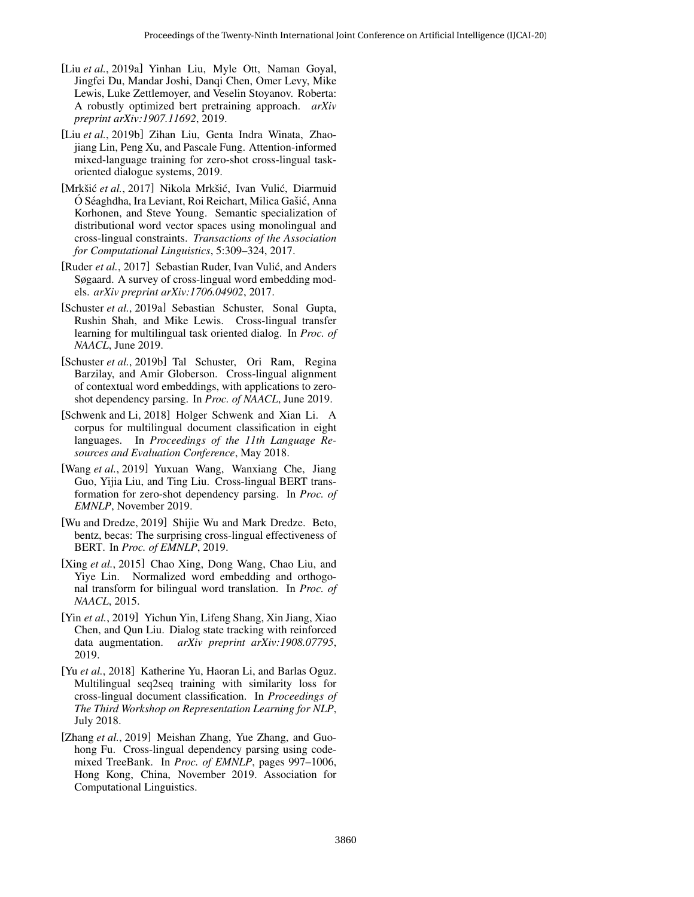[Liu *et al.*, 2019a] Yinhan Liu, Myle Ott, Naman Goyal, Jingfei Du, Mandar Joshi, Danqi Chen, Omer Levy, Mike Lewis, Luke Zettlemoyer, and Veselin Stoyanov. Roberta: A robustly optimized bert pretraining approach. *arXiv preprint arXiv:1907.11692*, 2019.

[Liu *et al.*, 2019b] Zihan Liu, Genta Indra Winata, Zhaojiang Lin, Peng Xu, and Pascale Fung. Attention-informed mixed-language training for zero-shot cross-lingual task-oriented dialogue systems, 2019.

[Mrkšić *et al.*, 2017] Nikola Mrkšić, Ivan Vulić, Diarmuid Ó Séaghdha, Ira Leviant, Roi Reichart, Milica Gašić, Anna Korhonen, and Steve Young. Semantic specialization of distributional word vector spaces using monolingual and cross-lingual constraints. *Transactions of the Association for Computational Linguistics*, 5:309–324, 2017.

[Ruder *et al.*, 2017] Sebastian Ruder, Ivan Vulić, and Anders Søgaard. A survey of cross-lingual word embedding models. *arXiv preprint arXiv:1706.04902*, 2017.

[Schuster *et al.*, 2019a] Sebastian Schuster, Sonal Gupta, Rushin Shah, and Mike Lewis. Cross-lingual transfer learning for multilingual task oriented dialog. In *Proc. of NAACL*, June 2019.

[Schuster *et al.*, 2019b] Tal Schuster, Ori Ram, Regina Barzilay, and Amir Globerson. Cross-lingual alignment of contextual word embeddings, with applications to zero-shot dependency parsing. In *Proc. of NAACL*, June 2019.

[Schwenk and Li, 2018] Holger Schwenk and Xian Li. A corpus for multilingual document classification in eight languages. In *Proceedings of the 11th Language Resources and Evaluation Conference*, May 2018.

[Wang *et al.*, 2019] Yuxuan Wang, Wanxiang Che, Jiang Guo, Yijia Liu, and Ting Liu. Cross-lingual BERT transformation for zero-shot dependency parsing. In *Proc. of EMNLP*, November 2019.

[Wu and Dredze, 2019] Shijie Wu and Mark Dredze. Beto, bentz, becas: The surprising cross-lingual effectiveness of BERT. In *Proc. of EMNLP*, 2019.

[Xing *et al.*, 2015] Chao Xing, Dong Wang, Chao Liu, and Yiye Lin. Normalized word embedding and orthogonal transform for bilingual word translation. In *Proc. of NAACL*, 2015.

[Yin *et al.*, 2019] Yichun Yin, Lifeng Shang, Xin Jiang, Xiao Chen, and Qun Liu. Dialog state tracking with reinforced data augmentation. *arXiv preprint arXiv:1908.07795*, 2019.

[Yu *et al.*, 2018] Katherine Yu, Haoran Li, and Barlas Oguz. Multilingual seq2seq training with similarity loss for cross-lingual document classification. In *Proceedings of The Third Workshop on Representation Learning for NLP*, July 2018.

[Zhang *et al.*, 2019] Meishan Zhang, Yue Zhang, and Guohong Fu. Cross-lingual dependency parsing using code-mixed TreeBank. In *Proc. of EMNLP*, pages 997–1006, Hong Kong, China, November 2019. Association for Computational Linguistics.